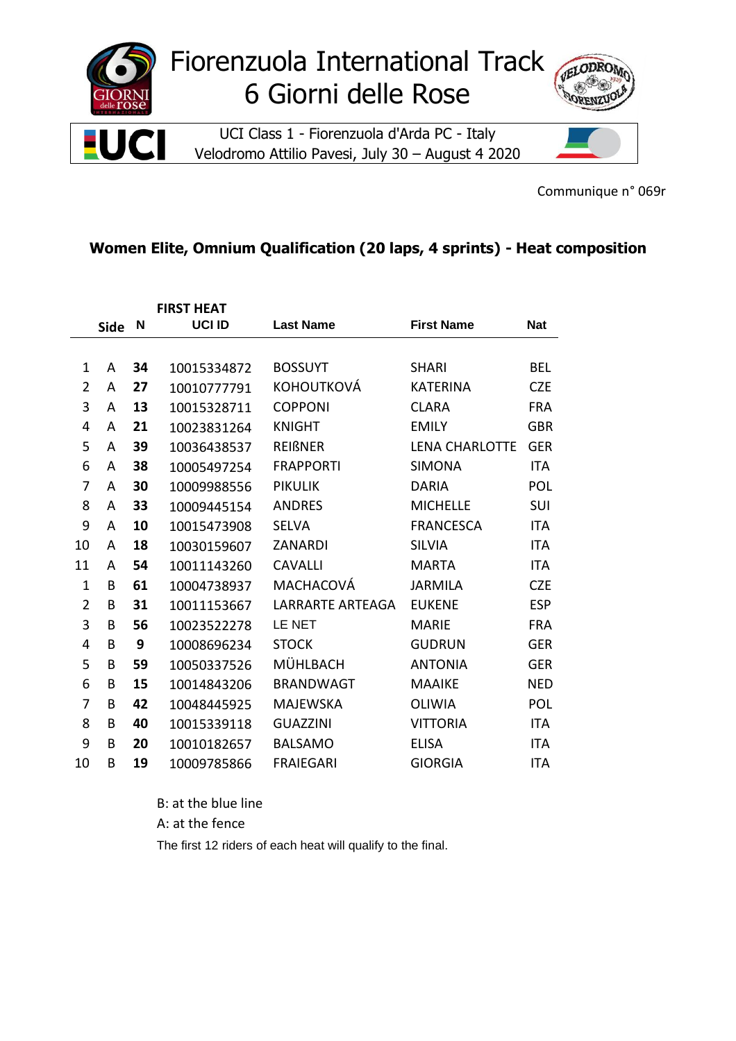# Fiorenzuola International Track 6 Giorni delle Rose

UCI Class 1 - Fiorenzuola d'Arda PC - Italy
Velodromo Attilio Pavesi, July 30 – August 4 2020

Communique n° 069r

## Women Elite, Omnium Qualification (20 laps, 4 sprints) - Heat composition

**FIRST HEAT**

| | Side | N | UCI ID | Last Name | First Name | Nat |
|---|---|---|---|---|---|---|
| 1 | A | **34** | 10015334872 | BOSSUYT | SHARI | BEL |
| 2 | A | **27** | 10010777791 | KOHOUTKOVÁ | KATERINA | CZE |
| 3 | A | **13** | 10015328711 | COPPONI | CLARA | FRA |
| 4 | A | **21** | 10023831264 | KNIGHT | EMILY | GBR |
| 5 | A | **39** | 10036438537 | REIßNER | LENA CHARLOTTE | GER |
| 6 | A | **38** | 10005497254 | FRAPPORTI | SIMONA | ITA |
| 7 | A | **30** | 10009988556 | PIKULIK | DARIA | POL |
| 8 | A | **33** | 10009445154 | ANDRES | MICHELLE | SUI |
| 9 | A | **10** | 10015473908 | SELVA | FRANCESCA | ITA |
| 10 | A | **18** | 10030159607 | ZANARDI | SILVIA | ITA |
| 11 | A | **54** | 10011143260 | CAVALLI | MARTA | ITA |
| 1 | B | **61** | 10004738937 | MACHACOVÁ | JARMILA | CZE |
| 2 | B | **31** | 10011153667 | LARRARTE ARTEAGA | EUKENE | ESP |
| 3 | B | **56** | 10023522278 | LE NET | MARIE | FRA |
| 4 | B | **9** | 10008696234 | STOCK | GUDRUN | GER |
| 5 | B | **59** | 10050337526 | MÜHLBACH | ANTONIA | GER |
| 6 | B | **15** | 10014843206 | BRANDWAGT | MAAIKE | NED |
| 7 | B | **42** | 10048445925 | MAJEWSKA | OLIWIA | POL |
| 8 | B | **40** | 10015339118 | GUAZZINI | VITTORIA | ITA |
| 9 | B | **20** | 10010182657 | BALSAMO | ELISA | ITA |
| 10 | B | **19** | 10009785866 | FRAIEGARI | GIORGIA | ITA |

B: at the blue line

A: at the fence

The first 12 riders of each heat will qualify to the final.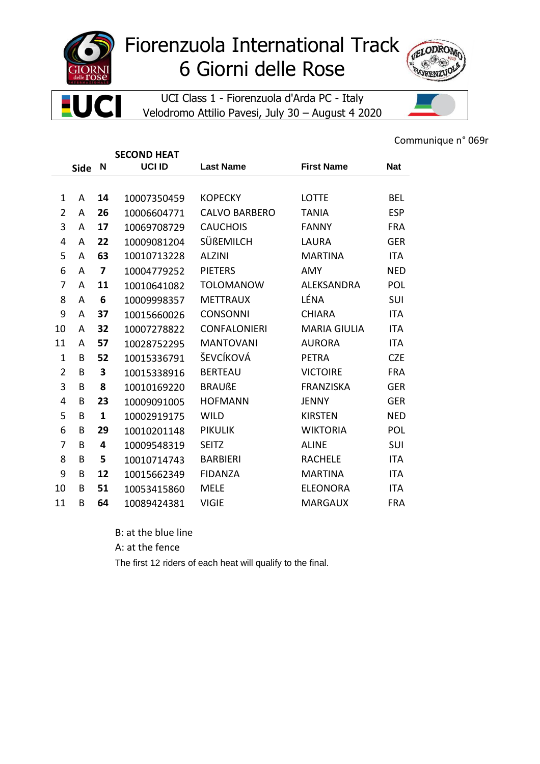# Fiorenzuola International Track 6 Giorni delle Rose

UCI Class 1 - Fiorenzuola d'Arda PC - Italy
Velodromo Attilio Pavesi, July 30 – August 4 2020

Communique n° 069r

**SECOND HEAT**

| | Side | N | UCI ID | Last Name | First Name | Nat |
|---|---|---|---|---|---|---|
| 1 | A | **14** | 10007350459 | KOPECKY | LOTTE | BEL |
| 2 | A | **26** | 10006604771 | CALVO BARBERO | TANIA | ESP |
| 3 | A | **17** | 10069708729 | CAUCHOIS | FANNY | FRA |
| 4 | A | **22** | 10009081204 | SÜßEMILCH | LAURA | GER |
| 5 | A | **63** | 10010713228 | ALZINI | MARTINA | ITA |
| 6 | A | **7** | 10004779252 | PIETERS | AMY | NED |
| 7 | A | **11** | 10010641082 | TOLOMANOW | ALEKSANDRA | POL |
| 8 | A | **6** | 10009998357 | METTRAUX | LÉNA | SUI |
| 9 | A | **37** | 10015660026 | CONSONNI | CHIARA | ITA |
| 10 | A | **32** | 10007278822 | CONFALONIERI | MARIA GIULIA | ITA |
| 11 | A | **57** | 10028752295 | MANTOVANI | AURORA | ITA |
| 1 | B | **52** | 10015336791 | ŠEVCÍKOVÁ | PETRA | CZE |
| 2 | B | **3** | 10015338916 | BERTEAU | VICTOIRE | FRA |
| 3 | B | **8** | 10010169220 | BRAUßE | FRANZISKA | GER |
| 4 | B | **23** | 10009091005 | HOFMANN | JENNY | GER |
| 5 | B | **1** | 10002919175 | WILD | KIRSTEN | NED |
| 6 | B | **29** | 10010201148 | PIKULIK | WIKTORIA | POL |
| 7 | B | **4** | 10009548319 | SEITZ | ALINE | SUI |
| 8 | B | **5** | 10010714743 | BARBIERI | RACHELE | ITA |
| 9 | B | **12** | 10015662349 | FIDANZA | MARTINA | ITA |
| 10 | B | **51** | 10053415860 | MELE | ELEONORA | ITA |
| 11 | B | **64** | 10089424381 | VIGIE | MARGAUX | FRA |

B: at the blue line
A: at the fence
The first 12 riders of each heat will qualify to the final.